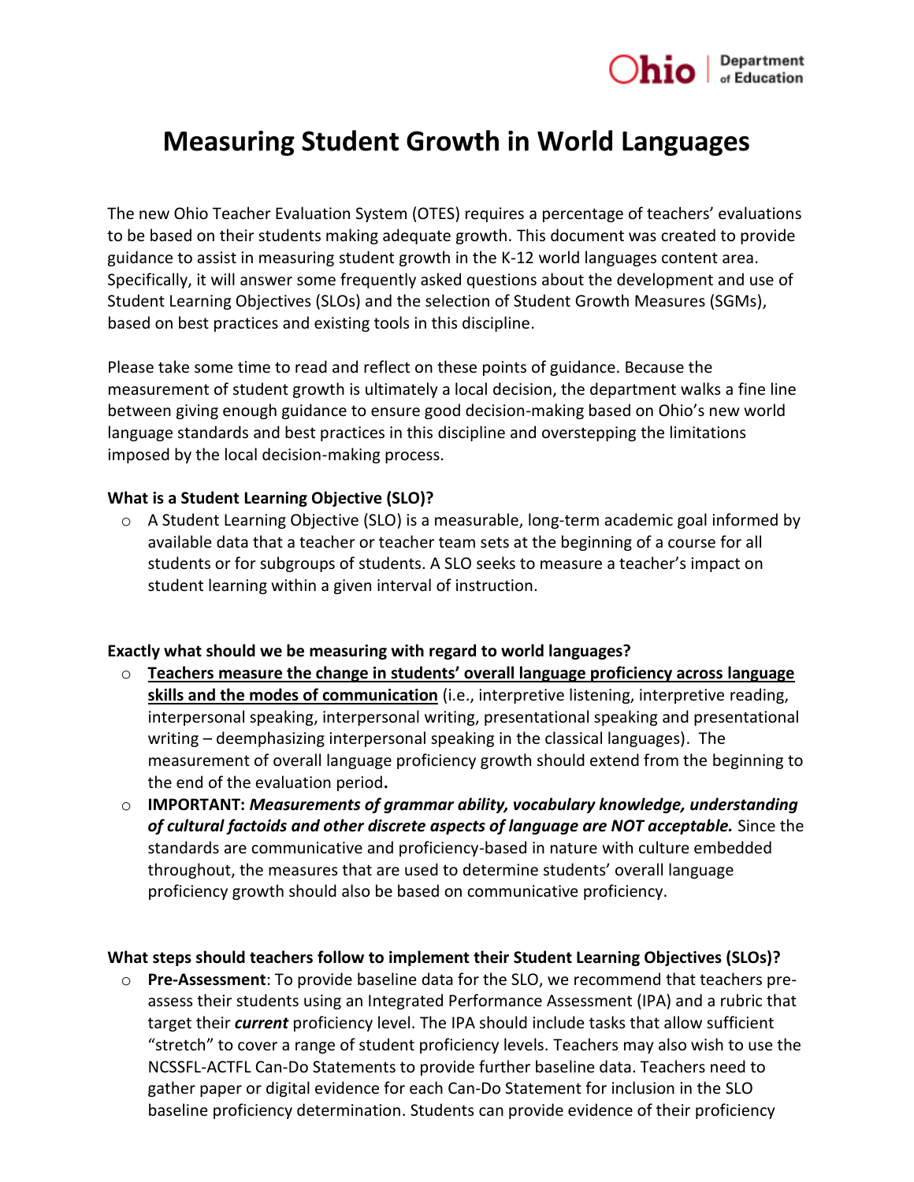# Measuring Student Growth in World Languages

The new Ohio Teacher Evaluation System (OTES) requires a percentage of teachers' evaluations to be based on their students making adequate growth. This document was created to provide guidance to assist in measuring student growth in the K-12 world languages content area. Specifically, it will answer some frequently asked questions about the development and use of Student Learning Objectives (SLOs) and the selection of Student Growth Measures (SGMs), based on best practices and existing tools in this discipline.

Please take some time to read and reflect on these points of guidance. Because the measurement of student growth is ultimately a local decision, the department walks a fine line between giving enough guidance to ensure good decision-making based on Ohio's new world language standards and best practices in this discipline and overstepping the limitations imposed by the local decision-making process.

**What is a Student Learning Objective (SLO)?**

- A Student Learning Objective (SLO) is a measurable, long-term academic goal informed by available data that a teacher or teacher team sets at the beginning of a course for all students or for subgroups of students. A SLO seeks to measure a teacher's impact on student learning within a given interval of instruction.

**Exactly what should we be measuring with regard to world languages?**

- <u>**Teachers measure the change in students' overall language proficiency across language skills and the modes of communication**</u> (i.e., interpretive listening, interpretive reading, interpersonal speaking, interpersonal writing, presentational speaking and presentational writing – deemphasizing interpersonal speaking in the classical languages). The measurement of overall language proficiency growth should extend from the beginning to the end of the evaluation period**.**
- **IMPORTANT:** ***Measurements of grammar ability, vocabulary knowledge, understanding of cultural factoids and other discrete aspects of language are NOT acceptable.*** Since the standards are communicative and proficiency-based in nature with culture embedded throughout, the measures that are used to determine students' overall language proficiency growth should also be based on communicative proficiency.

**What steps should teachers follow to implement their Student Learning Objectives (SLOs)?**

- **Pre-Assessment**: To provide baseline data for the SLO, we recommend that teachers pre-assess their students using an Integrated Performance Assessment (IPA) and a rubric that target their ***current*** proficiency level. The IPA should include tasks that allow sufficient "stretch" to cover a range of student proficiency levels. Teachers may also wish to use the NCSSFL-ACTFL Can-Do Statements to provide further baseline data. Teachers need to gather paper or digital evidence for each Can-Do Statement for inclusion in the SLO baseline proficiency determination. Students can provide evidence of their proficiency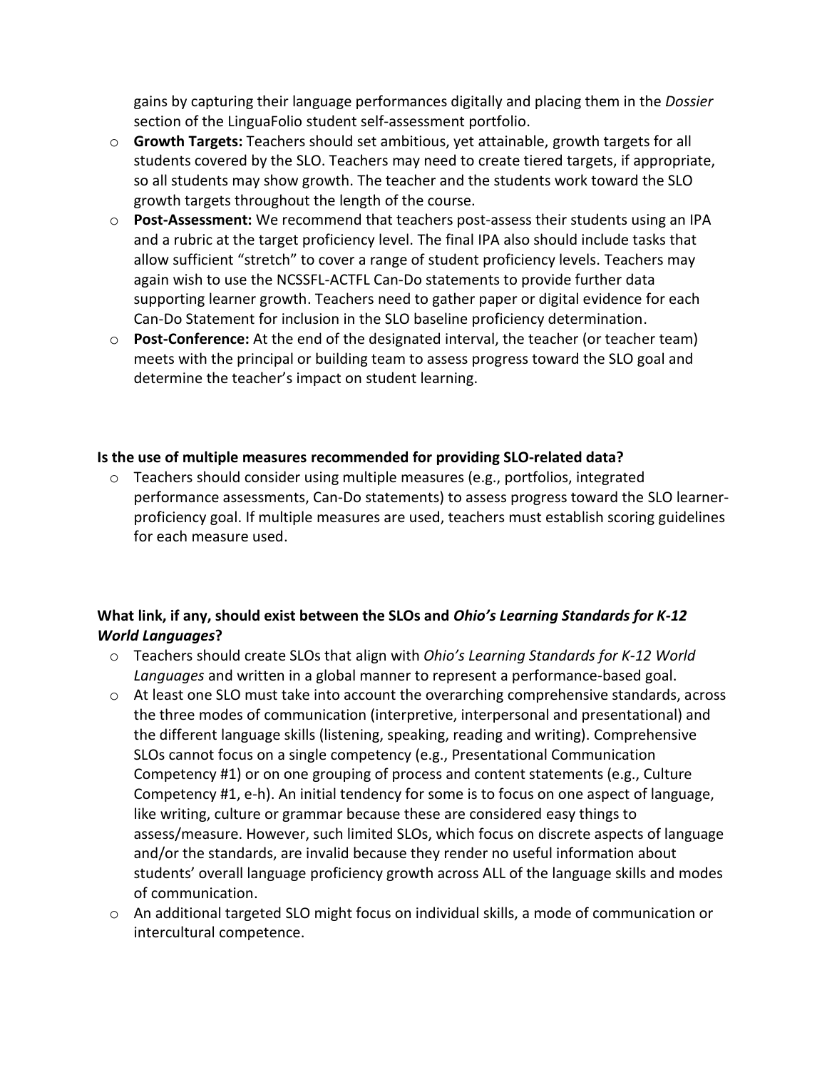gains by capturing their language performances digitally and placing them in the *Dossier* section of the LinguaFolio student self-assessment portfolio.

- **Growth Targets:** Teachers should set ambitious, yet attainable, growth targets for all students covered by the SLO. Teachers may need to create tiered targets, if appropriate, so all students may show growth. The teacher and the students work toward the SLO growth targets throughout the length of the course.
- **Post-Assessment:** We recommend that teachers post-assess their students using an IPA and a rubric at the target proficiency level. The final IPA also should include tasks that allow sufficient "stretch" to cover a range of student proficiency levels. Teachers may again wish to use the NCSSFL-ACTFL Can-Do statements to provide further data supporting learner growth. Teachers need to gather paper or digital evidence for each Can-Do Statement for inclusion in the SLO baseline proficiency determination.
- **Post-Conference:** At the end of the designated interval, the teacher (or teacher team) meets with the principal or building team to assess progress toward the SLO goal and determine the teacher's impact on student learning.

**Is the use of multiple measures recommended for providing SLO-related data?**

- Teachers should consider using multiple measures (e.g., portfolios, integrated performance assessments, Can-Do statements) to assess progress toward the SLO learner-proficiency goal. If multiple measures are used, teachers must establish scoring guidelines for each measure used.

**What link, if any, should exist between the SLOs and *Ohio's Learning Standards for K-12 World Languages*?**

- Teachers should create SLOs that align with *Ohio's Learning Standards for K-12 World Languages* and written in a global manner to represent a performance-based goal.
- At least one SLO must take into account the overarching comprehensive standards, across the three modes of communication (interpretive, interpersonal and presentational) and the different language skills (listening, speaking, reading and writing). Comprehensive SLOs cannot focus on a single competency (e.g., Presentational Communication Competency #1) or on one grouping of process and content statements (e.g., Culture Competency #1, e-h). An initial tendency for some is to focus on one aspect of language, like writing, culture or grammar because these are considered easy things to assess/measure. However, such limited SLOs, which focus on discrete aspects of language and/or the standards, are invalid because they render no useful information about students' overall language proficiency growth across ALL of the language skills and modes of communication.
- An additional targeted SLO might focus on individual skills, a mode of communication or intercultural competence.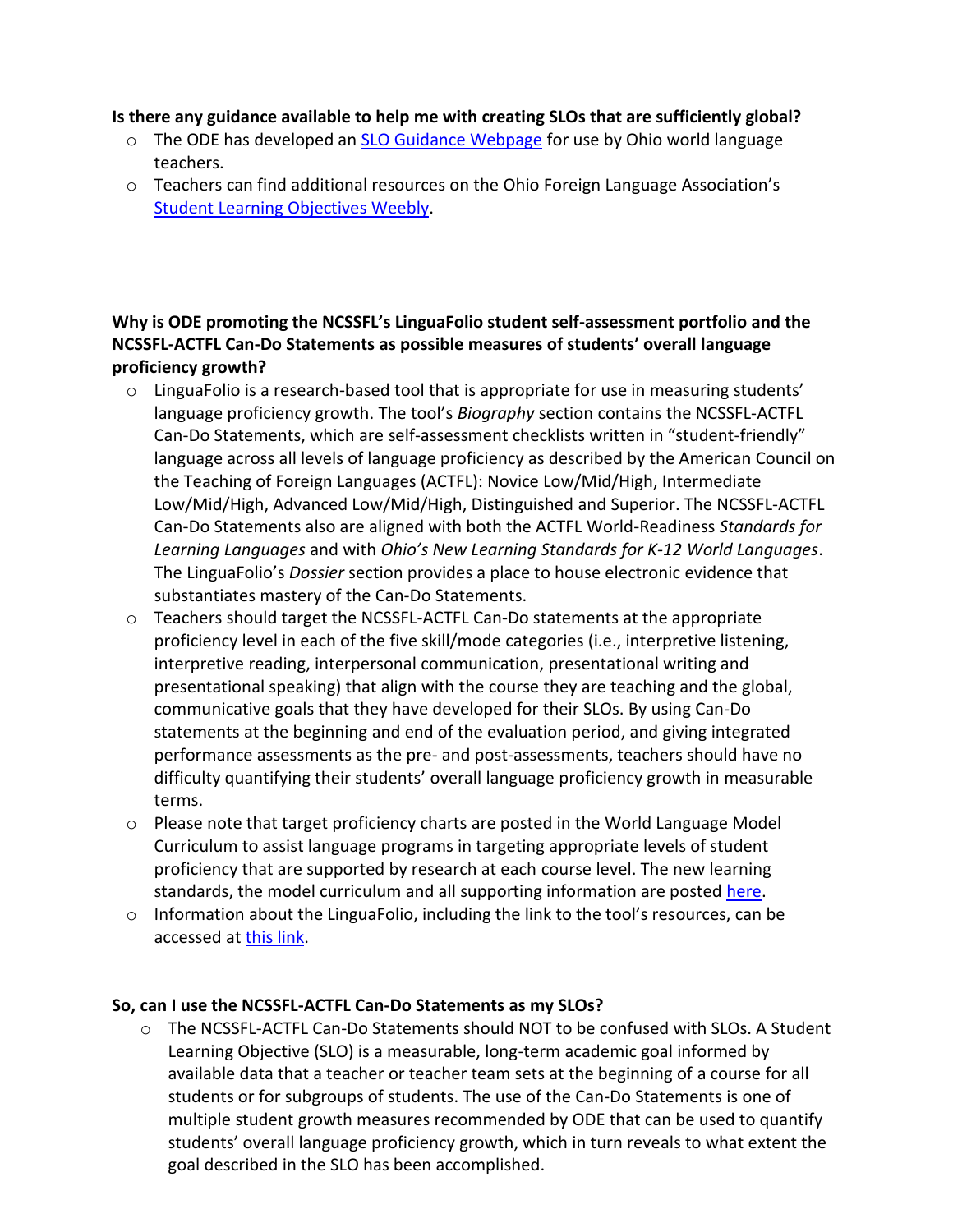**Is there any guidance available to help me with creating SLOs that are sufficiently global?**

- The ODE has developed an [SLO Guidance Webpage](#) for use by Ohio world language teachers.
- Teachers can find additional resources on the Ohio Foreign Language Association's [Student Learning Objectives Weebly](#).

**Why is ODE promoting the NCSSFL's LinguaFolio student self-assessment portfolio and the NCSSFL-ACTFL Can-Do Statements as possible measures of students' overall language proficiency growth?**

- LinguaFolio is a research-based tool that is appropriate for use in measuring students' language proficiency growth. The tool's *Biography* section contains the NCSSFL-ACTFL Can-Do Statements, which are self-assessment checklists written in "student-friendly" language across all levels of language proficiency as described by the American Council on the Teaching of Foreign Languages (ACTFL): Novice Low/Mid/High, Intermediate Low/Mid/High, Advanced Low/Mid/High, Distinguished and Superior. The NCSSFL-ACTFL Can-Do Statements also are aligned with both the ACTFL World-Readiness *Standards for Learning Languages* and with *Ohio's New Learning Standards for K-12 World Languages*. The LinguaFolio's *Dossier* section provides a place to house electronic evidence that substantiates mastery of the Can-Do Statements.
- Teachers should target the NCSSFL-ACTFL Can-Do statements at the appropriate proficiency level in each of the five skill/mode categories (i.e., interpretive listening, interpretive reading, interpersonal communication, presentational writing and presentational speaking) that align with the course they are teaching and the global, communicative goals that they have developed for their SLOs. By using Can-Do statements at the beginning and end of the evaluation period, and giving integrated performance assessments as the pre- and post-assessments, teachers should have no difficulty quantifying their students' overall language proficiency growth in measurable terms.
- Please note that target proficiency charts are posted in the World Language Model Curriculum to assist language programs in targeting appropriate levels of student proficiency that are supported by research at each course level. The new learning standards, the model curriculum and all supporting information are posted [here](#).
- Information about the LinguaFolio, including the link to the tool's resources, can be accessed at [this link](#).

**So, can I use the NCSSFL-ACTFL Can-Do Statements as my SLOs?**

- The NCSSFL-ACTFL Can-Do Statements should NOT to be confused with SLOs. A Student Learning Objective (SLO) is a measurable, long-term academic goal informed by available data that a teacher or teacher team sets at the beginning of a course for all students or for subgroups of students. The use of the Can-Do Statements is one of multiple student growth measures recommended by ODE that can be used to quantify students' overall language proficiency growth, which in turn reveals to what extent the goal described in the SLO has been accomplished.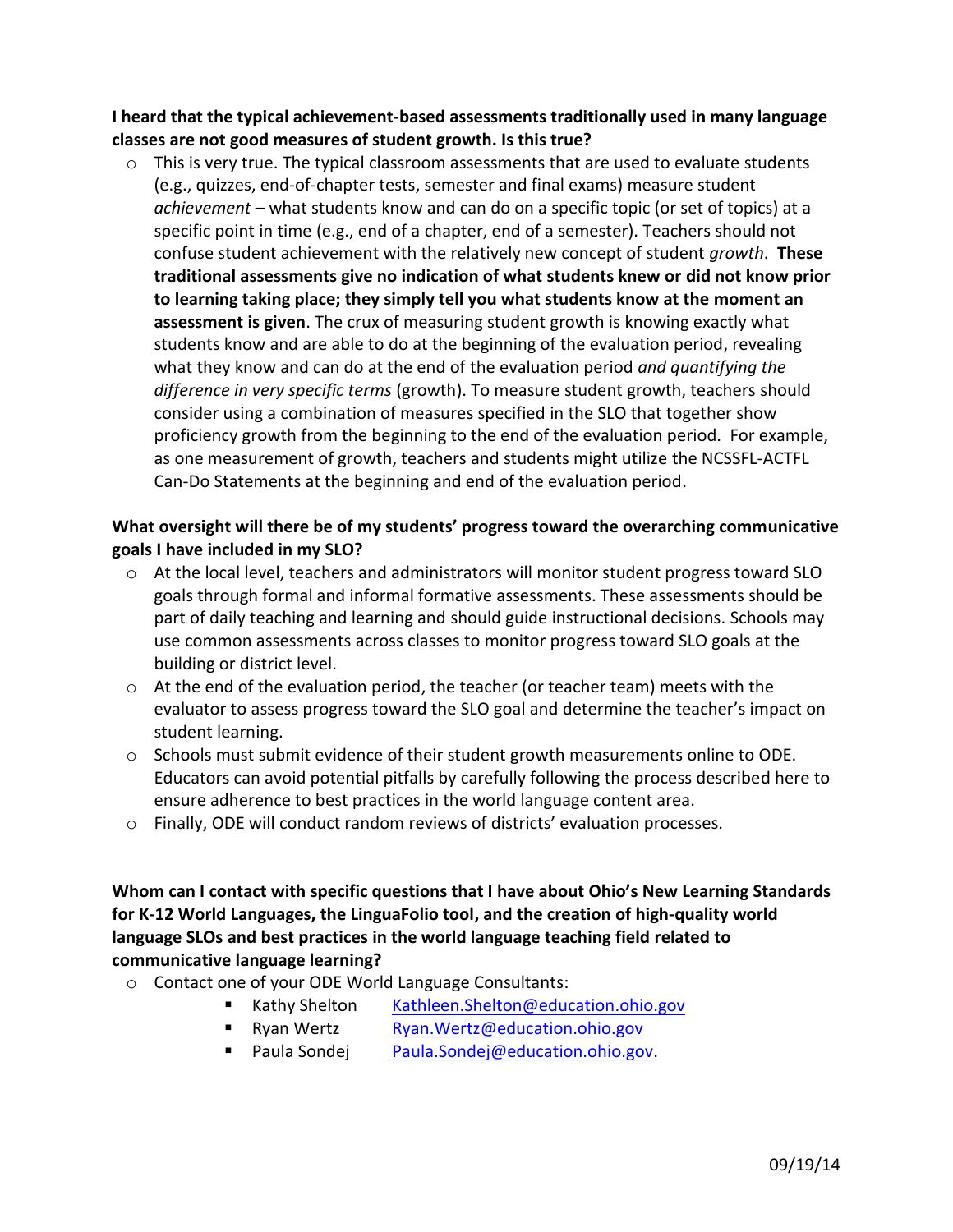**I heard that the typical achievement-based assessments traditionally used in many language classes are not good measures of student growth. Is this true?**

- This is very true. The typical classroom assessments that are used to evaluate students (e.g., quizzes, end-of-chapter tests, semester and final exams) measure student *achievement* – what students know and can do on a specific topic (or set of topics) at a specific point in time (e.g., end of a chapter, end of a semester). Teachers should not confuse student achievement with the relatively new concept of student *growth*. **These traditional assessments give no indication of what students knew or did not know prior to learning taking place; they simply tell you what students know at the moment an assessment is given**. The crux of measuring student growth is knowing exactly what students know and are able to do at the beginning of the evaluation period, revealing what they know and can do at the end of the evaluation period *and quantifying the difference in very specific terms* (growth). To measure student growth, teachers should consider using a combination of measures specified in the SLO that together show proficiency growth from the beginning to the end of the evaluation period. For example, as one measurement of growth, teachers and students might utilize the NCSSFL-ACTFL Can-Do Statements at the beginning and end of the evaluation period.

**What oversight will there be of my students' progress toward the overarching communicative goals I have included in my SLO?**

- At the local level, teachers and administrators will monitor student progress toward SLO goals through formal and informal formative assessments. These assessments should be part of daily teaching and learning and should guide instructional decisions. Schools may use common assessments across classes to monitor progress toward SLO goals at the building or district level.
- At the end of the evaluation period, the teacher (or teacher team) meets with the evaluator to assess progress toward the SLO goal and determine the teacher's impact on student learning.
- Schools must submit evidence of their student growth measurements online to ODE. Educators can avoid potential pitfalls by carefully following the process described here to ensure adherence to best practices in the world language content area.
- Finally, ODE will conduct random reviews of districts' evaluation processes.

**Whom can I contact with specific questions that I have about Ohio's New Learning Standards for K-12 World Languages, the LinguaFolio tool, and the creation of high-quality world language SLOs and best practices in the world language teaching field related to communicative language learning?**

- Contact one of your ODE World Language Consultants:
  - Kathy Shelton Kathleen.Shelton@education.ohio.gov
  - Ryan Wertz Ryan.Wertz@education.ohio.gov
  - Paula Sondej Paula.Sondej@education.ohio.gov.

09/19/14